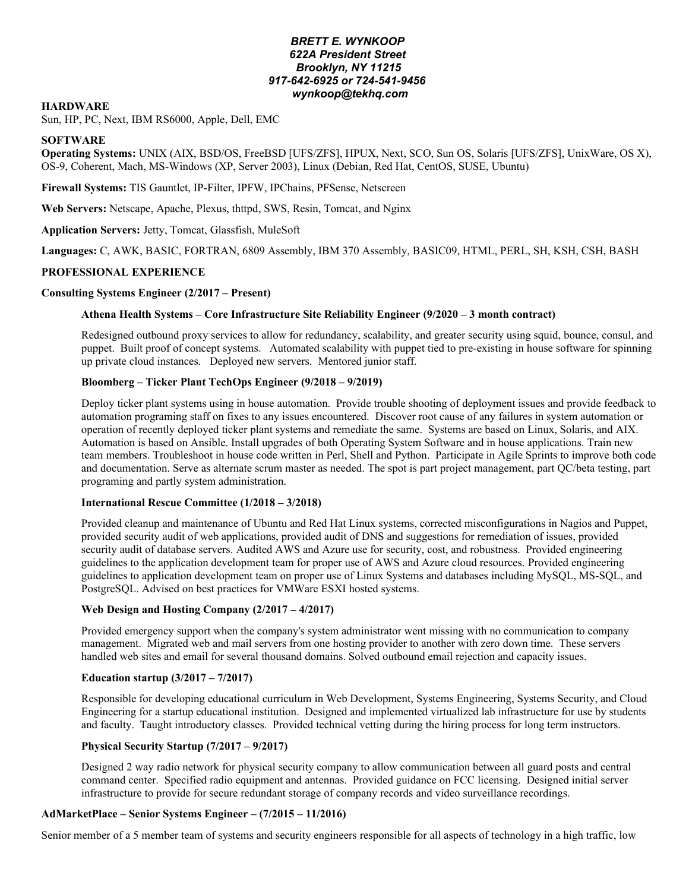***BRETT E. WYNKOOP***
***622A President Street***
***Brooklyn, NY 11215***
***917-642-6925 or 724-541-9456***
***wynkoop@tekhq.com***

## HARDWARE

Sun, HP, PC, Next, IBM RS6000, Apple, Dell, EMC

## SOFTWARE

**Operating Systems:** UNIX (AIX, BSD/OS, FreeBSD [UFS/ZFS], HPUX, Next, SCO, Sun OS, Solaris [UFS/ZFS], UnixWare, OS X), OS-9, Coherent, Mach, MS-Windows (XP, Server 2003), Linux (Debian, Red Hat, CentOS, SUSE, Ubuntu)

**Firewall Systems:** TIS Gauntlet, IP-Filter, IPFW, IPChains, PFSense, Netscreen

**Web Servers:** Netscape, Apache, Plexus, thttpd, SWS, Resin, Tomcat, and Nginx

**Application Servers:** Jetty, Tomcat, Glassfish, MuleSoft

**Languages:** C, AWK, BASIC, FORTRAN, 6809 Assembly, IBM 370 Assembly, BASIC09, HTML, PERL, SH, KSH, CSH, BASH

## PROFESSIONAL EXPERIENCE

### Consulting Systems Engineer (2/2017 – Present)

#### Athena Health Systems – Core Infrastructure Site Reliability Engineer (9/2020 – 3 month contract)

Redesigned outbound proxy services to allow for redundancy, scalability, and greater security using squid, bounce, consul, and puppet. Built proof of concept systems. Automated scalability with puppet tied to pre-existing in house software for spinning up private cloud instances. Deployed new servers. Mentored junior staff.

#### Bloomberg – Ticker Plant TechOps Engineer (9/2018 – 9/2019)

Deploy ticker plant systems using in house automation. Provide trouble shooting of deployment issues and provide feedback to automation programing staff on fixes to any issues encountered. Discover root cause of any failures in system automation or operation of recently deployed ticker plant systems and remediate the same. Systems are based on Linux, Solaris, and AIX. Automation is based on Ansible. Install upgrades of both Operating System Software and in house applications. Train new team members. Troubleshoot in house code written in Perl, Shell and Python. Participate in Agile Sprints to improve both code and documentation. Serve as alternate scrum master as needed. The spot is part project management, part QC/beta testing, part programing and partly system administration.

#### International Rescue Committee (1/2018 – 3/2018)

Provided cleanup and maintenance of Ubuntu and Red Hat Linux systems, corrected misconfigurations in Nagios and Puppet, provided security audit of web applications, provided audit of DNS and suggestions for remediation of issues, provided security audit of database servers. Audited AWS and Azure use for security, cost, and robustness. Provided engineering guidelines to the application development team for proper use of AWS and Azure cloud resources. Provided engineering guidelines to application development team on proper use of Linux Systems and databases including MySQL, MS-SQL, and PostgreSQL. Advised on best practices for VMWare ESXI hosted systems.

#### Web Design and Hosting Company (2/2017 – 4/2017)

Provided emergency support when the company's system administrator went missing with no communication to company management. Migrated web and mail servers from one hosting provider to another with zero down time. These servers handled web sites and email for several thousand domains. Solved outbound email rejection and capacity issues.

#### Education startup (3/2017 – 7/2017)

Responsible for developing educational curriculum in Web Development, Systems Engineering, Systems Security, and Cloud Engineering for a startup educational institution. Designed and implemented virtualized lab infrastructure for use by students and faculty. Taught introductory classes. Provided technical vetting during the hiring process for long term instructors.

#### Physical Security Startup (7/2017 – 9/2017)

Designed 2 way radio network for physical security company to allow communication between all guard posts and central command center. Specified radio equipment and antennas. Provided guidance on FCC licensing. Designed initial server infrastructure to provide for secure redundant storage of company records and video surveillance recordings.

### AdMarketPlace – Senior Systems Engineer – (7/2015 – 11/2016)

Senior member of a 5 member team of systems and security engineers responsible for all aspects of technology in a high traffic, low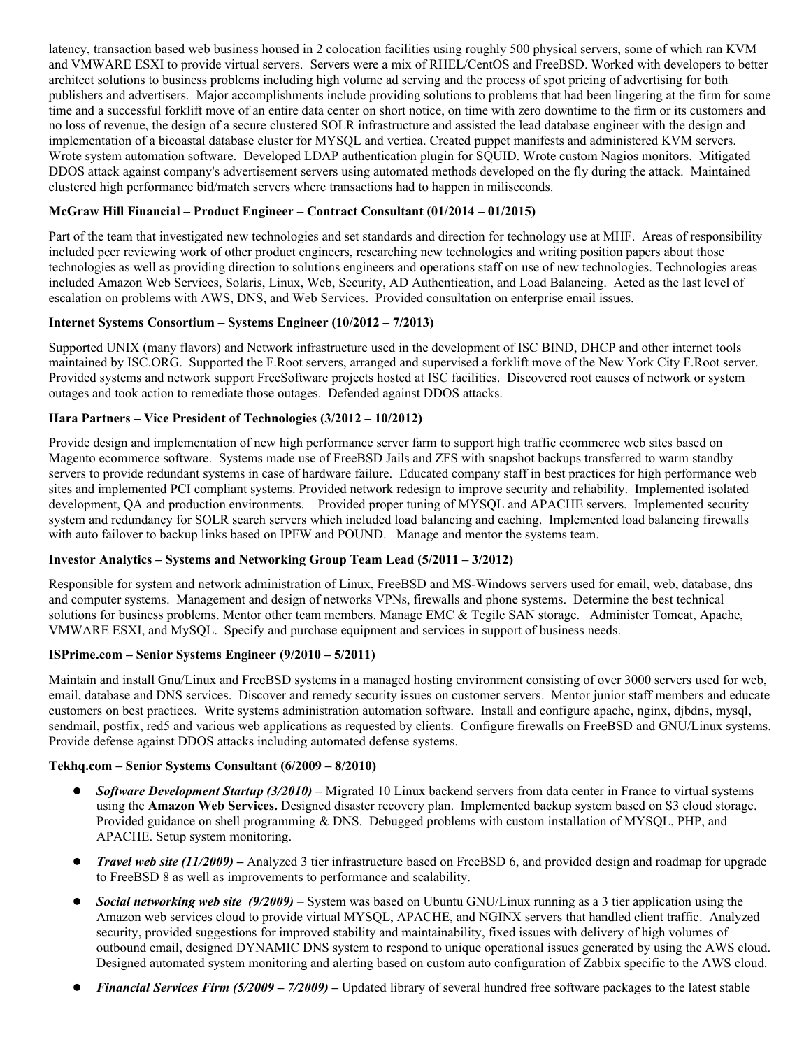latency, transaction based web business housed in 2 colocation facilities using roughly 500 physical servers, some of which ran KVM and VMWARE ESXI to provide virtual servers. Servers were a mix of RHEL/CentOS and FreeBSD. Worked with developers to better architect solutions to business problems including high volume ad serving and the process of spot pricing of advertising for both publishers and advertisers. Major accomplishments include providing solutions to problems that had been lingering at the firm for some time and a successful forklift move of an entire data center on short notice, on time with zero downtime to the firm or its customers and no loss of revenue, the design of a secure clustered SOLR infrastructure and assisted the lead database engineer with the design and implementation of a bicoastal database cluster for MYSQL and vertica. Created puppet manifests and administered KVM servers. Wrote system automation software. Developed LDAP authentication plugin for SQUID. Wrote custom Nagios monitors. Mitigated DDOS attack against company's advertisement servers using automated methods developed on the fly during the attack. Maintained clustered high performance bid/match servers where transactions had to happen in miliseconds.

**McGraw Hill Financial – Product Engineer – Contract Consultant (01/2014 – 01/2015)**

Part of the team that investigated new technologies and set standards and direction for technology use at MHF. Areas of responsibility included peer reviewing work of other product engineers, researching new technologies and writing position papers about those technologies as well as providing direction to solutions engineers and operations staff on use of new technologies. Technologies areas included Amazon Web Services, Solaris, Linux, Web, Security, AD Authentication, and Load Balancing. Acted as the last level of escalation on problems with AWS, DNS, and Web Services. Provided consultation on enterprise email issues.

**Internet Systems Consortium – Systems Engineer (10/2012 – 7/2013)**

Supported UNIX (many flavors) and Network infrastructure used in the development of ISC BIND, DHCP and other internet tools maintained by ISC.ORG. Supported the F.Root servers, arranged and supervised a forklift move of the New York City F.Root server. Provided systems and network support FreeSoftware projects hosted at ISC facilities. Discovered root causes of network or system outages and took action to remediate those outages. Defended against DDOS attacks.

**Hara Partners – Vice President of Technologies (3/2012 – 10/2012)**

Provide design and implementation of new high performance server farm to support high traffic ecommerce web sites based on Magento ecommerce software. Systems made use of FreeBSD Jails and ZFS with snapshot backups transferred to warm standby servers to provide redundant systems in case of hardware failure. Educated company staff in best practices for high performance web sites and implemented PCI compliant systems. Provided network redesign to improve security and reliability. Implemented isolated development, QA and production environments. Provided proper tuning of MYSQL and APACHE servers. Implemented security system and redundancy for SOLR search servers which included load balancing and caching. Implemented load balancing firewalls with auto failover to backup links based on IPFW and POUND. Manage and mentor the systems team.

**Investor Analytics – Systems and Networking Group Team Lead (5/2011 – 3/2012)**

Responsible for system and network administration of Linux, FreeBSD and MS-Windows servers used for email, web, database, dns and computer systems. Management and design of networks VPNs, firewalls and phone systems. Determine the best technical solutions for business problems. Mentor other team members. Manage EMC & Tegile SAN storage. Administer Tomcat, Apache, VMWARE ESXI, and MySQL. Specify and purchase equipment and services in support of business needs.

**ISPrime.com – Senior Systems Engineer (9/2010 – 5/2011)**

Maintain and install Gnu/Linux and FreeBSD systems in a managed hosting environment consisting of over 3000 servers used for web, email, database and DNS services. Discover and remedy security issues on customer servers. Mentor junior staff members and educate customers on best practices. Write systems administration automation software. Install and configure apache, nginx, djbdns, mysql, sendmail, postfix, red5 and various web applications as requested by clients. Configure firewalls on FreeBSD and GNU/Linux systems. Provide defense against DDOS attacks including automated defense systems.

**Tekhq.com – Senior Systems Consultant (6/2009 – 8/2010)**

- ***Software Development Startup (3/2010)*** **–** Migrated 10 Linux backend servers from data center in France to virtual systems using the **Amazon Web Services.** Designed disaster recovery plan. Implemented backup system based on S3 cloud storage. Provided guidance on shell programming & DNS. Debugged problems with custom installation of MYSQL, PHP, and APACHE. Setup system monitoring.
- ***Travel web site (11/2009)*** **–** Analyzed 3 tier infrastructure based on FreeBSD 6, and provided design and roadmap for upgrade to FreeBSD 8 as well as improvements to performance and scalability.
- ***Social networking web site (9/2009)*** – System was based on Ubuntu GNU/Linux running as a 3 tier application using the Amazon web services cloud to provide virtual MYSQL, APACHE, and NGINX servers that handled client traffic. Analyzed security, provided suggestions for improved stability and maintainability, fixed issues with delivery of high volumes of outbound email, designed DYNAMIC DNS system to respond to unique operational issues generated by using the AWS cloud. Designed automated system monitoring and alerting based on custom auto configuration of Zabbix specific to the AWS cloud.
- ***Financial Services Firm (5/2009 – 7/2009)*** **–** Updated library of several hundred free software packages to the latest stable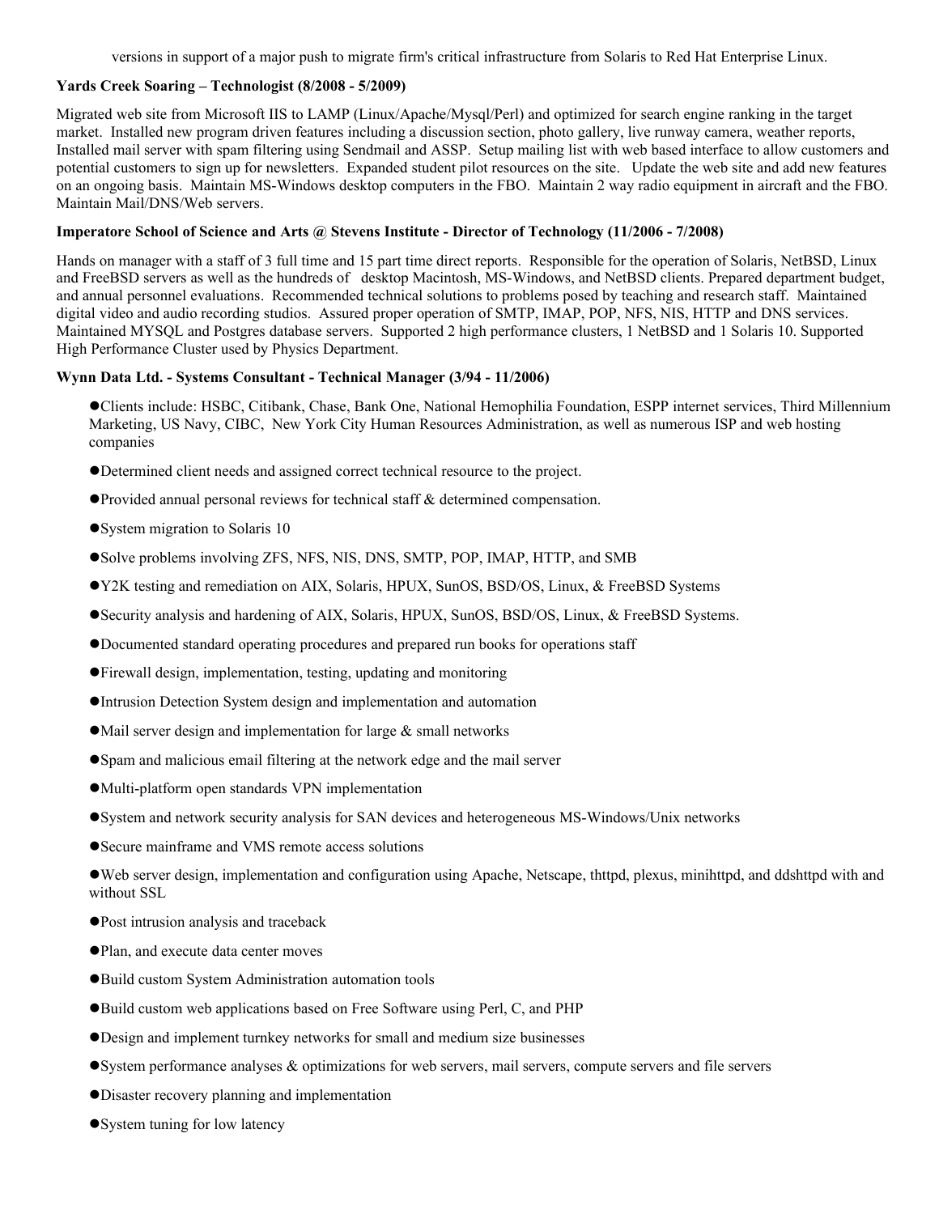versions in support of a major push to migrate firm's critical infrastructure from Solaris to Red Hat Enterprise Linux.

**Yards Creek Soaring – Technologist (8/2008 - 5/2009)**

Migrated web site from Microsoft IIS to LAMP (Linux/Apache/Mysql/Perl) and optimized for search engine ranking in the target market. Installed new program driven features including a discussion section, photo gallery, live runway camera, weather reports, Installed mail server with spam filtering using Sendmail and ASSP. Setup mailing list with web based interface to allow customers and potential customers to sign up for newsletters. Expanded student pilot resources on the site. Update the web site and add new features on an ongoing basis. Maintain MS-Windows desktop computers in the FBO. Maintain 2 way radio equipment in aircraft and the FBO. Maintain Mail/DNS/Web servers.

**Imperatore School of Science and Arts @ Stevens Institute - Director of Technology (11/2006 - 7/2008)**

Hands on manager with a staff of 3 full time and 15 part time direct reports. Responsible for the operation of Solaris, NetBSD, Linux and FreeBSD servers as well as the hundreds of desktop Macintosh, MS-Windows, and NetBSD clients. Prepared department budget, and annual personnel evaluations. Recommended technical solutions to problems posed by teaching and research staff. Maintained digital video and audio recording studios. Assured proper operation of SMTP, IMAP, POP, NFS, NIS, HTTP and DNS services. Maintained MYSQL and Postgres database servers. Supported 2 high performance clusters, 1 NetBSD and 1 Solaris 10. Supported High Performance Cluster used by Physics Department.

**Wynn Data Ltd. - Systems Consultant - Technical Manager (3/94 - 11/2006)**

- Clients include: HSBC, Citibank, Chase, Bank One, National Hemophilia Foundation, ESPP internet services, Third Millennium Marketing, US Navy, CIBC, New York City Human Resources Administration, as well as numerous ISP and web hosting companies
- Determined client needs and assigned correct technical resource to the project.
- Provided annual personal reviews for technical staff & determined compensation.
- System migration to Solaris 10
- Solve problems involving ZFS, NFS, NIS, DNS, SMTP, POP, IMAP, HTTP, and SMB
- Y2K testing and remediation on AIX, Solaris, HPUX, SunOS, BSD/OS, Linux, & FreeBSD Systems
- Security analysis and hardening of AIX, Solaris, HPUX, SunOS, BSD/OS, Linux, & FreeBSD Systems.
- Documented standard operating procedures and prepared run books for operations staff
- Firewall design, implementation, testing, updating and monitoring
- Intrusion Detection System design and implementation and automation
- Mail server design and implementation for large & small networks
- Spam and malicious email filtering at the network edge and the mail server
- Multi-platform open standards VPN implementation
- System and network security analysis for SAN devices and heterogeneous MS-Windows/Unix networks
- Secure mainframe and VMS remote access solutions
- Web server design, implementation and configuration using Apache, Netscape, thttpd, plexus, minihttpd, and ddshttpd with and without SSL
- Post intrusion analysis and traceback
- Plan, and execute data center moves
- Build custom System Administration automation tools
- Build custom web applications based on Free Software using Perl, C, and PHP
- Design and implement turnkey networks for small and medium size businesses
- System performance analyses & optimizations for web servers, mail servers, compute servers and file servers
- Disaster recovery planning and implementation
- System tuning for low latency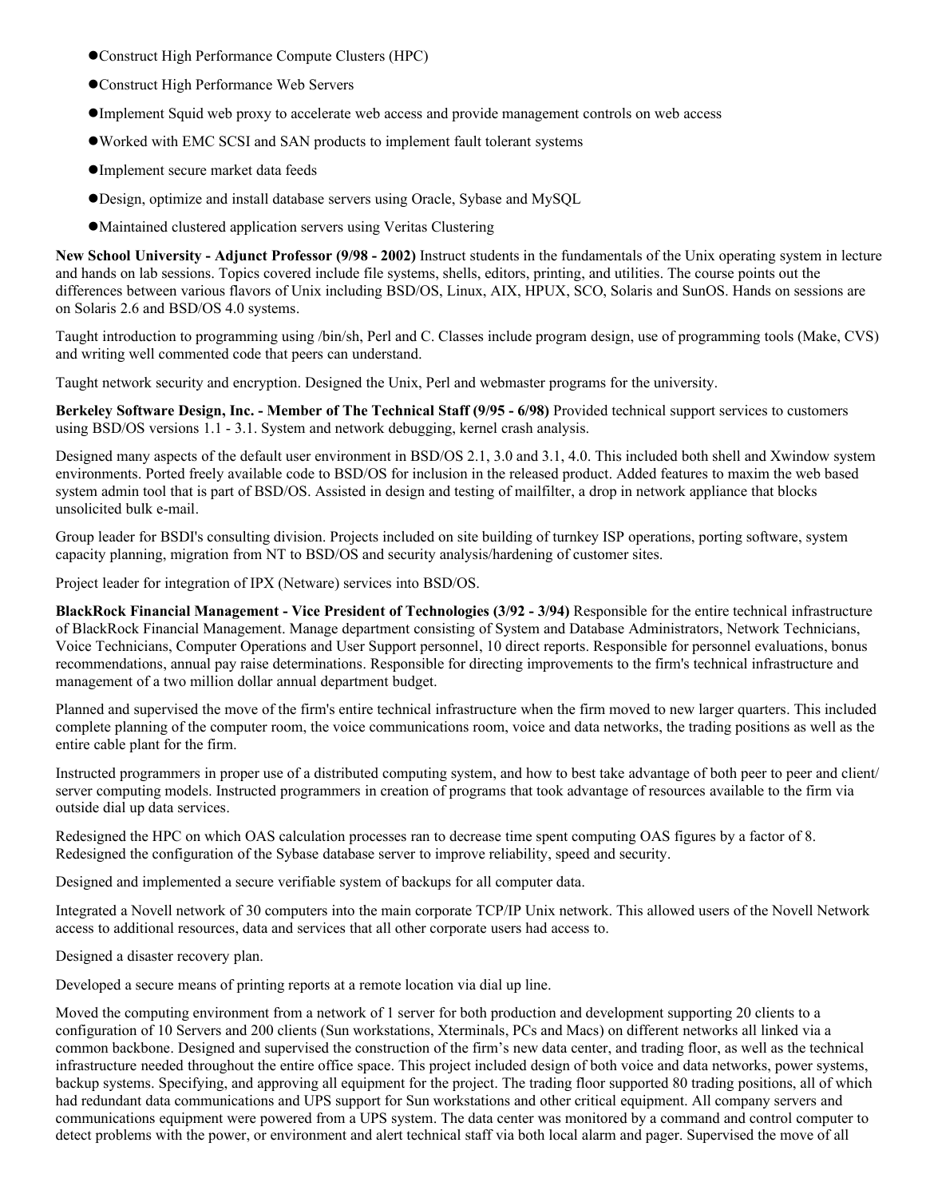- Construct High Performance Compute Clusters (HPC)
- Construct High Performance Web Servers
- Implement Squid web proxy to accelerate web access and provide management controls on web access
- Worked with EMC SCSI and SAN products to implement fault tolerant systems
- Implement secure market data feeds
- Design, optimize and install database servers using Oracle, Sybase and MySQL
- Maintained clustered application servers using Veritas Clustering

**New School University - Adjunct Professor (9/98 - 2002)** Instruct students in the fundamentals of the Unix operating system in lecture and hands on lab sessions. Topics covered include file systems, shells, editors, printing, and utilities. The course points out the differences between various flavors of Unix including BSD/OS, Linux, AIX, HPUX, SCO, Solaris and SunOS. Hands on sessions are on Solaris 2.6 and BSD/OS 4.0 systems.

Taught introduction to programming using /bin/sh, Perl and C. Classes include program design, use of programming tools (Make, CVS) and writing well commented code that peers can understand.

Taught network security and encryption. Designed the Unix, Perl and webmaster programs for the university.

**Berkeley Software Design, Inc. - Member of The Technical Staff (9/95 - 6/98)** Provided technical support services to customers using BSD/OS versions 1.1 - 3.1. System and network debugging, kernel crash analysis.

Designed many aspects of the default user environment in BSD/OS 2.1, 3.0 and 3.1, 4.0. This included both shell and Xwindow system environments. Ported freely available code to BSD/OS for inclusion in the released product. Added features to maxim the web based system admin tool that is part of BSD/OS. Assisted in design and testing of mailfilter, a drop in network appliance that blocks unsolicited bulk e-mail.

Group leader for BSDI's consulting division. Projects included on site building of turnkey ISP operations, porting software, system capacity planning, migration from NT to BSD/OS and security analysis/hardening of customer sites.

Project leader for integration of IPX (Netware) services into BSD/OS.

**BlackRock Financial Management - Vice President of Technologies (3/92 - 3/94)** Responsible for the entire technical infrastructure of BlackRock Financial Management. Manage department consisting of System and Database Administrators, Network Technicians, Voice Technicians, Computer Operations and User Support personnel, 10 direct reports. Responsible for personnel evaluations, bonus recommendations, annual pay raise determinations. Responsible for directing improvements to the firm's technical infrastructure and management of a two million dollar annual department budget.

Planned and supervised the move of the firm's entire technical infrastructure when the firm moved to new larger quarters. This included complete planning of the computer room, the voice communications room, voice and data networks, the trading positions as well as the entire cable plant for the firm.

Instructed programmers in proper use of a distributed computing system, and how to best take advantage of both peer to peer and client/ server computing models. Instructed programmers in creation of programs that took advantage of resources available to the firm via outside dial up data services.

Redesigned the HPC on which OAS calculation processes ran to decrease time spent computing OAS figures by a factor of 8. Redesigned the configuration of the Sybase database server to improve reliability, speed and security.

Designed and implemented a secure verifiable system of backups for all computer data.

Integrated a Novell network of 30 computers into the main corporate TCP/IP Unix network. This allowed users of the Novell Network access to additional resources, data and services that all other corporate users had access to.

Designed a disaster recovery plan.

Developed a secure means of printing reports at a remote location via dial up line.

Moved the computing environment from a network of 1 server for both production and development supporting 20 clients to a configuration of 10 Servers and 200 clients (Sun workstations, Xterminals, PCs and Macs) on different networks all linked via a common backbone. Designed and supervised the construction of the firm's new data center, and trading floor, as well as the technical infrastructure needed throughout the entire office space. This project included design of both voice and data networks, power systems, backup systems. Specifying, and approving all equipment for the project. The trading floor supported 80 trading positions, all of which had redundant data communications and UPS support for Sun workstations and other critical equipment. All company servers and communications equipment were powered from a UPS system. The data center was monitored by a command and control computer to detect problems with the power, or environment and alert technical staff via both local alarm and pager. Supervised the move of all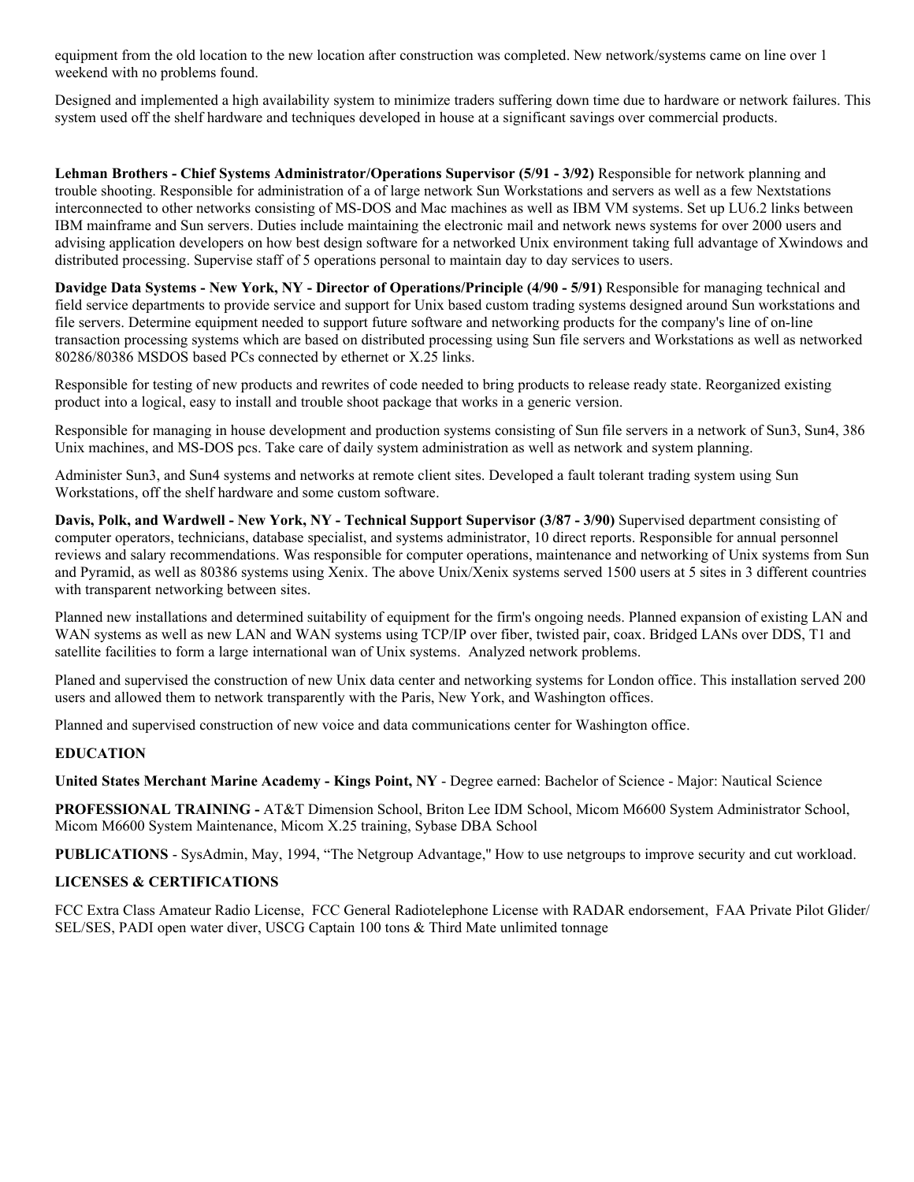equipment from the old location to the new location after construction was completed. New network/systems came on line over 1 weekend with no problems found.

Designed and implemented a high availability system to minimize traders suffering down time due to hardware or network failures. This system used off the shelf hardware and techniques developed in house at a significant savings over commercial products.

**Lehman Brothers - Chief Systems Administrator/Operations Supervisor (5/91 - 3/92)** Responsible for network planning and trouble shooting. Responsible for administration of a of large network Sun Workstations and servers as well as a few Nextstations interconnected to other networks consisting of MS-DOS and Mac machines as well as IBM VM systems. Set up LU6.2 links between IBM mainframe and Sun servers. Duties include maintaining the electronic mail and network news systems for over 2000 users and advising application developers on how best design software for a networked Unix environment taking full advantage of Xwindows and distributed processing. Supervise staff of 5 operations personal to maintain day to day services to users.

**Davidge Data Systems - New York, NY - Director of Operations/Principle (4/90 - 5/91)** Responsible for managing technical and field service departments to provide service and support for Unix based custom trading systems designed around Sun workstations and file servers. Determine equipment needed to support future software and networking products for the company's line of on-line transaction processing systems which are based on distributed processing using Sun file servers and Workstations as well as networked 80286/80386 MSDOS based PCs connected by ethernet or X.25 links.

Responsible for testing of new products and rewrites of code needed to bring products to release ready state. Reorganized existing product into a logical, easy to install and trouble shoot package that works in a generic version.

Responsible for managing in house development and production systems consisting of Sun file servers in a network of Sun3, Sun4, 386 Unix machines, and MS-DOS pcs. Take care of daily system administration as well as network and system planning.

Administer Sun3, and Sun4 systems and networks at remote client sites. Developed a fault tolerant trading system using Sun Workstations, off the shelf hardware and some custom software.

**Davis, Polk, and Wardwell - New York, NY - Technical Support Supervisor (3/87 - 3/90)** Supervised department consisting of computer operators, technicians, database specialist, and systems administrator, 10 direct reports. Responsible for annual personnel reviews and salary recommendations. Was responsible for computer operations, maintenance and networking of Unix systems from Sun and Pyramid, as well as 80386 systems using Xenix. The above Unix/Xenix systems served 1500 users at 5 sites in 3 different countries with transparent networking between sites.

Planned new installations and determined suitability of equipment for the firm's ongoing needs. Planned expansion of existing LAN and WAN systems as well as new LAN and WAN systems using TCP/IP over fiber, twisted pair, coax. Bridged LANs over DDS, T1 and satellite facilities to form a large international wan of Unix systems. Analyzed network problems.

Planed and supervised the construction of new Unix data center and networking systems for London office. This installation served 200 users and allowed them to network transparently with the Paris, New York, and Washington offices.

Planned and supervised construction of new voice and data communications center for Washington office.

## EDUCATION

**United States Merchant Marine Academy - Kings Point, NY** - Degree earned: Bachelor of Science - Major: Nautical Science

**PROFESSIONAL TRAINING -** AT&T Dimension School, Briton Lee IDM School, Micom M6600 System Administrator School, Micom M6600 System Maintenance, Micom X.25 training, Sybase DBA School

**PUBLICATIONS** - SysAdmin, May, 1994, "The Netgroup Advantage," How to use netgroups to improve security and cut workload.

## LICENSES & CERTIFICATIONS

FCC Extra Class Amateur Radio License, FCC General Radiotelephone License with RADAR endorsement, FAA Private Pilot Glider/ SEL/SES, PADI open water diver, USCG Captain 100 tons & Third Mate unlimited tonnage